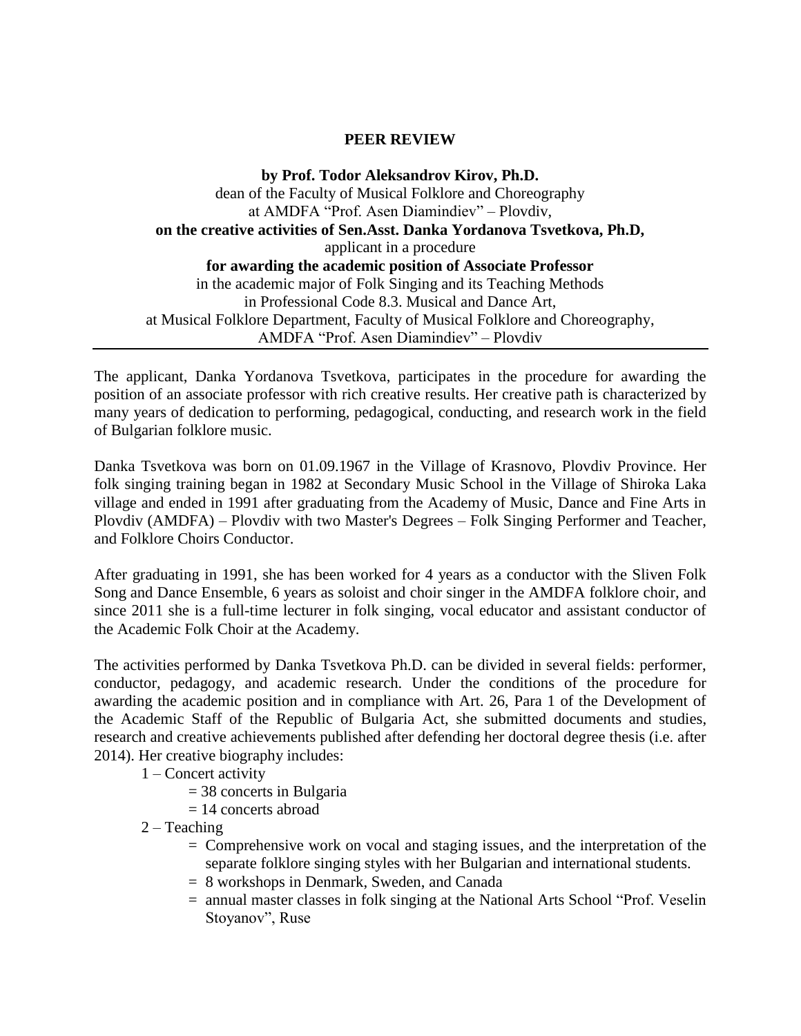# PEER REVIEW

**by Prof. Todor Aleksandrov Kirov, Ph.D.**
dean of the Faculty of Musical Folklore and Choreography
at AMDFA "Prof. Asen Diamindiev" – Plovdiv,
**on the creative activities of Sen.Asst. Danka Yordanova Tsvetkova, Ph.D,**
applicant in a procedure
**for awarding the academic position of Associate Professor**
in the academic major of Folk Singing and its Teaching Methods
in Professional Code 8.3. Musical and Dance Art,
at Musical Folklore Department, Faculty of Musical Folklore and Choreography,
AMDFA "Prof. Asen Diamindiev" – Plovdiv

---

The applicant, Danka Yordanova Tsvetkova, participates in the procedure for awarding the position of an associate professor with rich creative results. Her creative path is characterized by many years of dedication to performing, pedagogical, conducting, and research work in the field of Bulgarian folklore music.

Danka Tsvetkova was born on 01.09.1967 in the Village of Krasnovo, Plovdiv Province. Her folk singing training began in 1982 at Secondary Music School in the Village of Shiroka Laka village and ended in 1991 after graduating from the Academy of Music, Dance and Fine Arts in Plovdiv (AMDFA) – Plovdiv with two Master's Degrees – Folk Singing Performer and Teacher, and Folklore Choirs Conductor.

After graduating in 1991, she has been worked for 4 years as a conductor with the Sliven Folk Song and Dance Ensemble, 6 years as soloist and choir singer in the AMDFA folklore choir, and since 2011 she is a full-time lecturer in folk singing, vocal educator and assistant conductor of the Academic Folk Choir at the Academy.

The activities performed by Danka Tsvetkova Ph.D. can be divided in several fields: performer, conductor, pedagogy, and academic research. Under the conditions of the procedure for awarding the academic position and in compliance with Art. 26, Para 1 of the Development of the Academic Staff of the Republic of Bulgaria Act, she submitted documents and studies, research and creative achievements published after defending her doctoral degree thesis (i.e. after 2014). Her creative biography includes:

1 – Concert activity
  = 38 concerts in Bulgaria
  = 14 concerts abroad

2 – Teaching
  = Comprehensive work on vocal and staging issues, and the interpretation of the separate folklore singing styles with her Bulgarian and international students.
  = 8 workshops in Denmark, Sweden, and Canada
  = annual master classes in folk singing at the National Arts School "Prof. Veselin Stoyanov", Ruse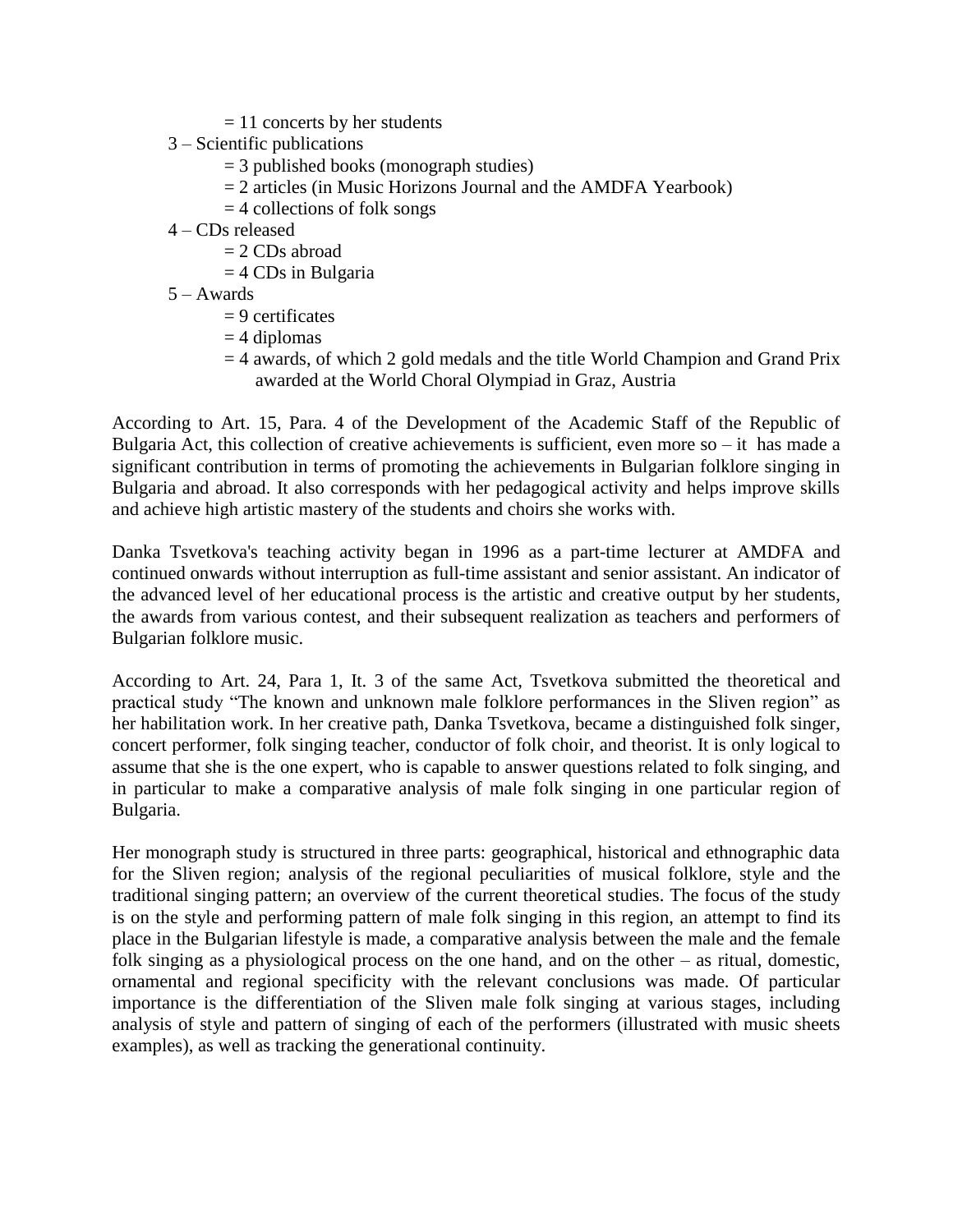= 11 concerts by her students

3 – Scientific publications

= 3 published books (monograph studies)

= 2 articles (in Music Horizons Journal and the AMDFA Yearbook)

= 4 collections of folk songs

4 – CDs released

= 2 CDs abroad

= 4 CDs in Bulgaria

5 – Awards

= 9 certificates

= 4 diplomas

= 4 awards, of which 2 gold medals and the title World Champion and Grand Prix awarded at the World Choral Olympiad in Graz, Austria

According to Art. 15, Para. 4 of the Development of the Academic Staff of the Republic of Bulgaria Act, this collection of creative achievements is sufficient, even more so – it has made a significant contribution in terms of promoting the achievements in Bulgarian folklore singing in Bulgaria and abroad. It also corresponds with her pedagogical activity and helps improve skills and achieve high artistic mastery of the students and choirs she works with.

Danka Tsvetkova's teaching activity began in 1996 as a part-time lecturer at AMDFA and continued onwards without interruption as full-time assistant and senior assistant. An indicator of the advanced level of her educational process is the artistic and creative output by her students, the awards from various contest, and their subsequent realization as teachers and performers of Bulgarian folklore music.

According to Art. 24, Para 1, It. 3 of the same Act, Tsvetkova submitted the theoretical and practical study "The known and unknown male folklore performances in the Sliven region" as her habilitation work. In her creative path, Danka Tsvetkova, became a distinguished folk singer, concert performer, folk singing teacher, conductor of folk choir, and theorist. It is only logical to assume that she is the one expert, who is capable to answer questions related to folk singing, and in particular to make a comparative analysis of male folk singing in one particular region of Bulgaria.

Her monograph study is structured in three parts: geographical, historical and ethnographic data for the Sliven region; analysis of the regional peculiarities of musical folklore, style and the traditional singing pattern; an overview of the current theoretical studies. The focus of the study is on the style and performing pattern of male folk singing in this region, an attempt to find its place in the Bulgarian lifestyle is made, a comparative analysis between the male and the female folk singing as a physiological process on the one hand, and on the other – as ritual, domestic, ornamental and regional specificity with the relevant conclusions was made. Of particular importance is the differentiation of the Sliven male folk singing at various stages, including analysis of style and pattern of singing of each of the performers (illustrated with music sheets examples), as well as tracking the generational continuity.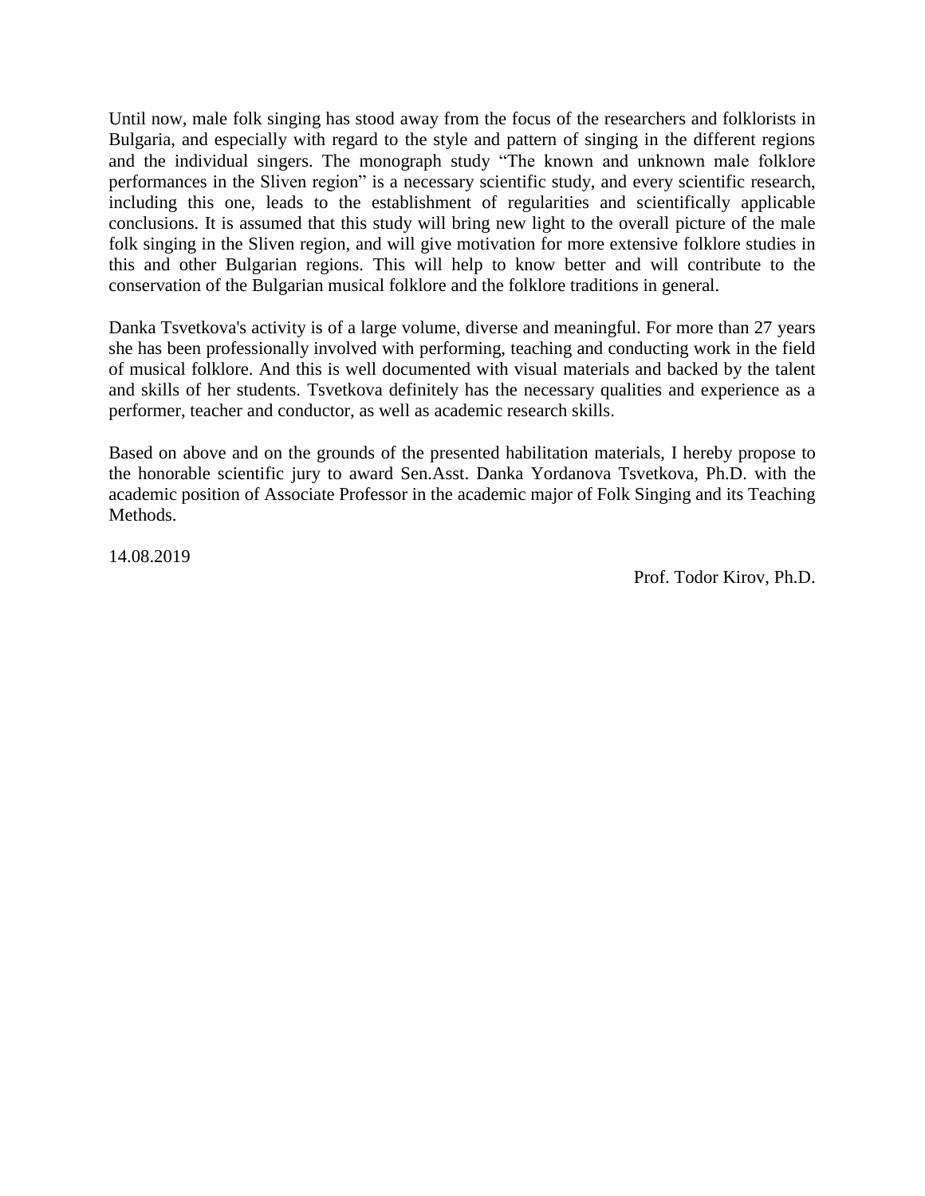Until now, male folk singing has stood away from the focus of the researchers and folklorists in Bulgaria, and especially with regard to the style and pattern of singing in the different regions and the individual singers. The monograph study "The known and unknown male folklore performances in the Sliven region" is a necessary scientific study, and every scientific research, including this one, leads to the establishment of regularities and scientifically applicable conclusions. It is assumed that this study will bring new light to the overall picture of the male folk singing in the Sliven region, and will give motivation for more extensive folklore studies in this and other Bulgarian regions. This will help to know better and will contribute to the conservation of the Bulgarian musical folklore and the folklore traditions in general.

Danka Tsvetkova's activity is of a large volume, diverse and meaningful. For more than 27 years she has been professionally involved with performing, teaching and conducting work in the field of musical folklore. And this is well documented with visual materials and backed by the talent and skills of her students. Tsvetkova definitely has the necessary qualities and experience as a performer, teacher and conductor, as well as academic research skills.

Based on above and on the grounds of the presented habilitation materials, I hereby propose to the honorable scientific jury to award Sen.Asst. Danka Yordanova Tsvetkova, Ph.D. with the academic position of Associate Professor in the academic major of Folk Singing and its Teaching Methods.

14.08.2019

Prof. Todor Kirov, Ph.D.